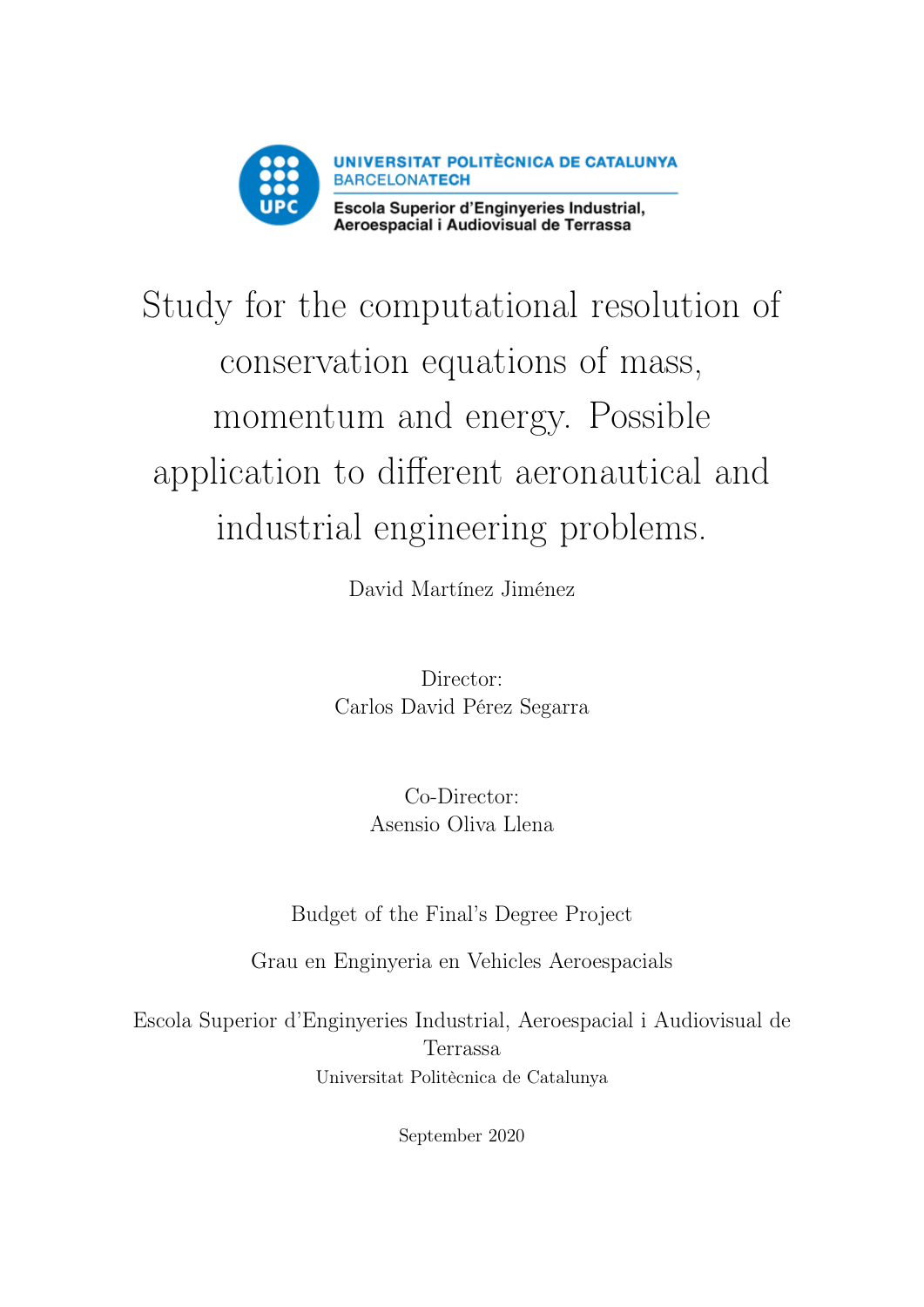UNIVERSITAT POLITÈCNICA DE CATALUNYA
BARCELONATECH
Escola Superior d'Enginyeries Industrial, Aeroespacial i Audiovisual de Terrassa

# Study for the computational resolution of conservation equations of mass, momentum and energy. Possible application to different aeronautical and industrial engineering problems.

David Martínez Jiménez

Director:
Carlos David Pérez Segarra

Co-Director:
Asensio Oliva Llena

Budget of the Final's Degree Project

Grau en Enginyeria en Vehicles Aeroespacials

Escola Superior d'Enginyeries Industrial, Aeroespacial i Audiovisual de Terrassa
Universitat Politècnica de Catalunya

September 2020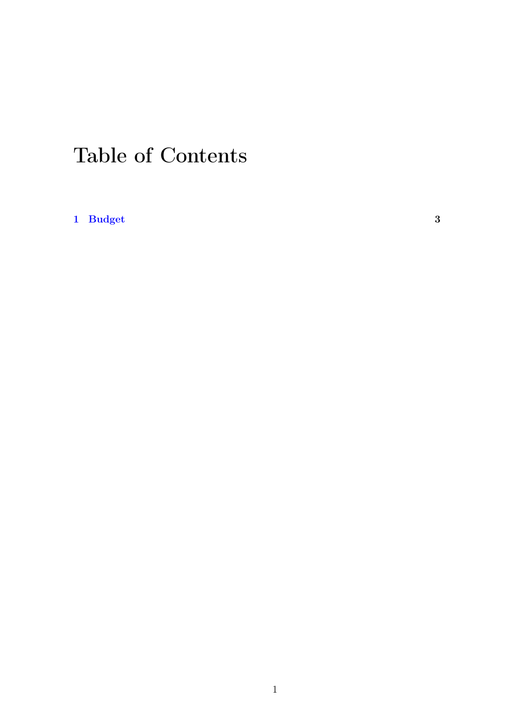# Table of Contents

**1 Budget** **3**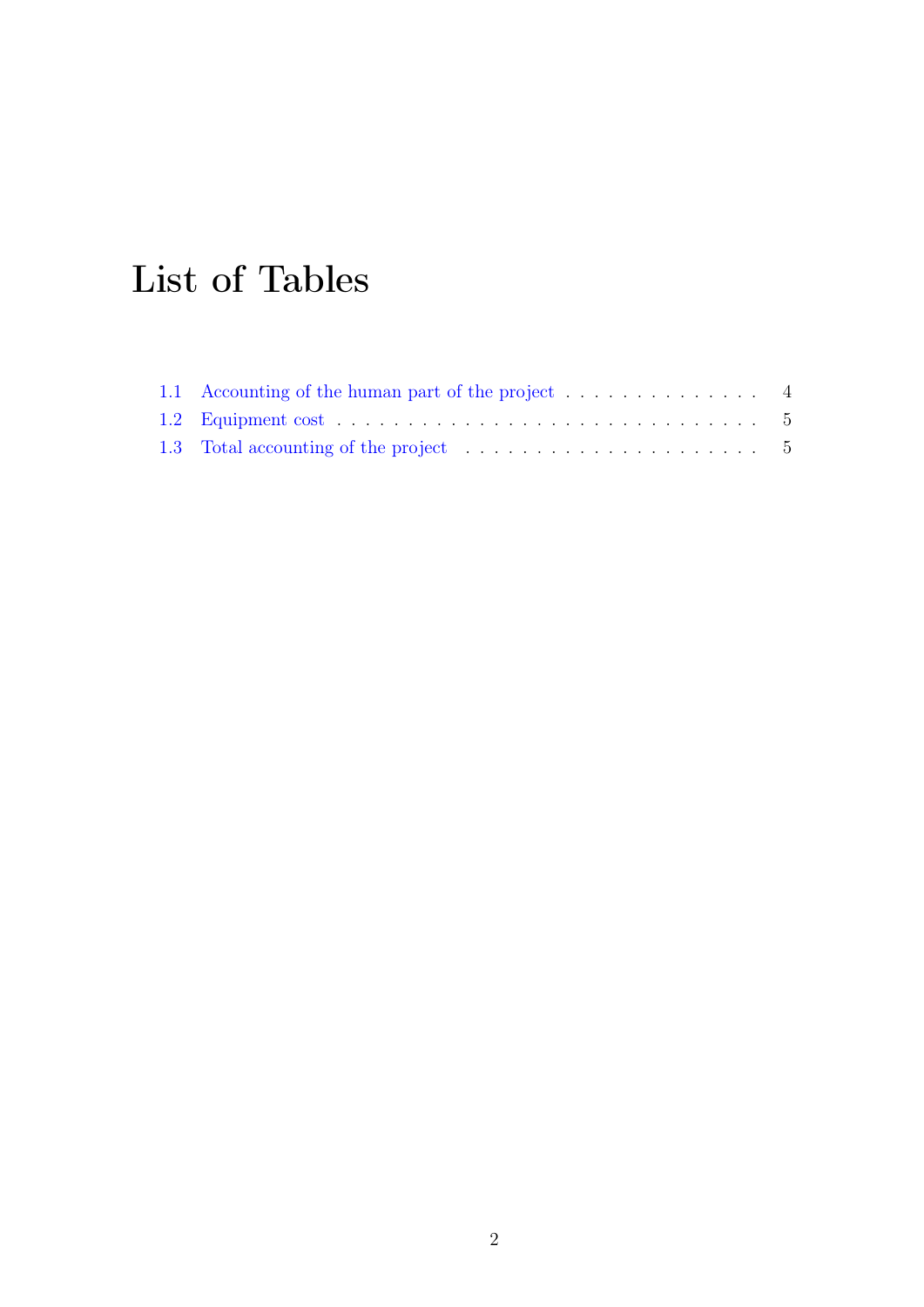# List of Tables

1.1 Accounting of the human part of the project . . . . . . . . . . . . . . . 4
1.2 Equipment cost . . . . . . . . . . . . . . . . . . . . . . . . . . . . . . 5
1.3 Total accounting of the project . . . . . . . . . . . . . . . . . . . . . 5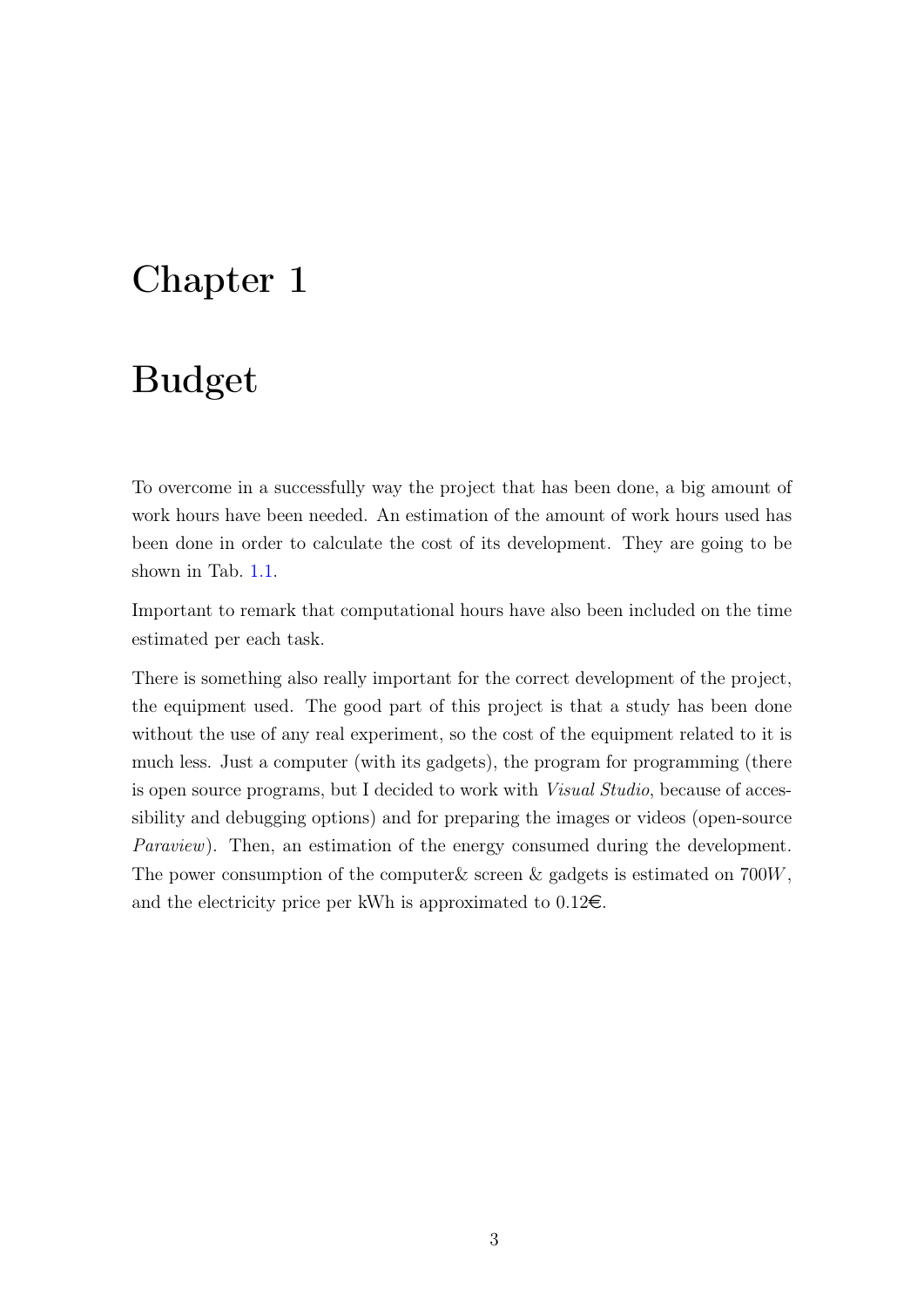# Chapter 1

# Budget

To overcome in a successfully way the project that has been done, a big amount of work hours have been needed. An estimation of the amount of work hours used has been done in order to calculate the cost of its development. They are going to be shown in Tab. 1.1.

Important to remark that computational hours have also been included on the time estimated per each task.

There is something also really important for the correct development of the project, the equipment used. The good part of this project is that a study has been done without the use of any real experiment, so the cost of the equipment related to it is much less. Just a computer (with its gadgets), the program for programming (there is open source programs, but I decided to work with *Visual Studio*, because of accessibility and debugging options) and for preparing the images or videos (open-source *Paraview*). Then, an estimation of the energy consumed during the development. The power consumption of the computer& screen & gadgets is estimated on $700W$, and the electricity price per kWh is approximated to 0.12€.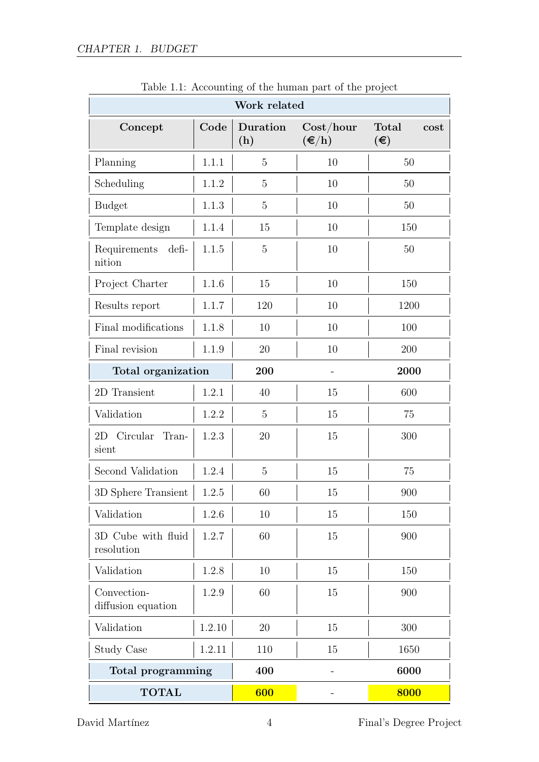Table 1.1: Accounting of the human part of the project

| Work related | | | | |
|---|---|---|---|---|
| **Concept** | **Code** | **Duration (h)** | **Cost/hour (€/h)** | **Total cost (€)** |
| Planning | 1.1.1 | 5 | 10 | 50 |
| Scheduling | 1.1.2 | 5 | 10 | 50 |
| Budget | 1.1.3 | 5 | 10 | 50 |
| Template design | 1.1.4 | 15 | 10 | 150 |
| Requirements definition | 1.1.5 | 5 | 10 | 50 |
| Project Charter | 1.1.6 | 15 | 10 | 150 |
| Results report | 1.1.7 | 120 | 10 | 1200 |
| Final modifications | 1.1.8 | 10 | 10 | 100 |
| Final revision | 1.1.9 | 20 | 10 | 200 |
| **Total organization** | | **200** | - | **2000** |
| 2D Transient | 1.2.1 | 40 | 15 | 600 |
| Validation | 1.2.2 | 5 | 15 | 75 |
| 2D Circular Transient | 1.2.3 | 20 | 15 | 300 |
| Second Validation | 1.2.4 | 5 | 15 | 75 |
| 3D Sphere Transient | 1.2.5 | 60 | 15 | 900 |
| Validation | 1.2.6 | 10 | 15 | 150 |
| 3D Cube with fluid resolution | 1.2.7 | 60 | 15 | 900 |
| Validation | 1.2.8 | 10 | 15 | 150 |
| Convection-diffusion equation | 1.2.9 | 60 | 15 | 900 |
| Validation | 1.2.10 | 20 | 15 | 300 |
| Study Case | 1.2.11 | 110 | 15 | 1650 |
| **Total programming** | | **400** | - | **6000** |
| **TOTAL** | | **600** | - | **8000** |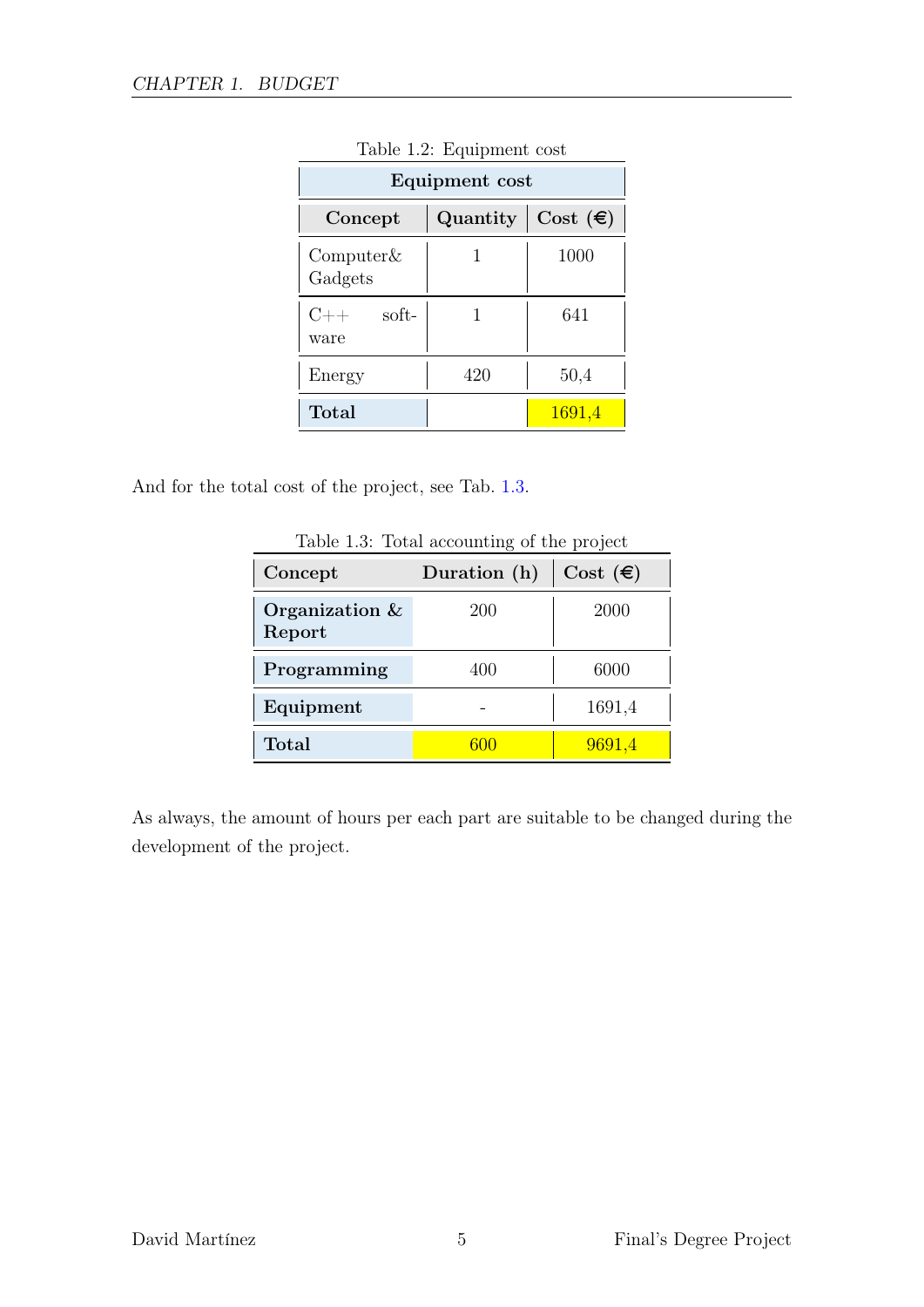Table 1.2: Equipment cost

| Equipment cost | | |
|---|---|---|
| **Concept** | **Quantity** | **Cost (€)** |
| Computer& Gadgets | 1 | 1000 |
| C++ software | 1 | 641 |
| Energy | 420 | 50,4 |
| **Total** | | 1691,4 |

And for the total cost of the project, see Tab. 1.3.

Table 1.3: Total accounting of the project

| Concept | Duration (h) | Cost (€) |
|---|---|---|
| **Organization & Report** | 200 | 2000 |
| **Programming** | 400 | 6000 |
| **Equipment** | - | 1691,4 |
| **Total** | 600 | 9691,4 |

As always, the amount of hours per each part are suitable to be changed during the development of the project.